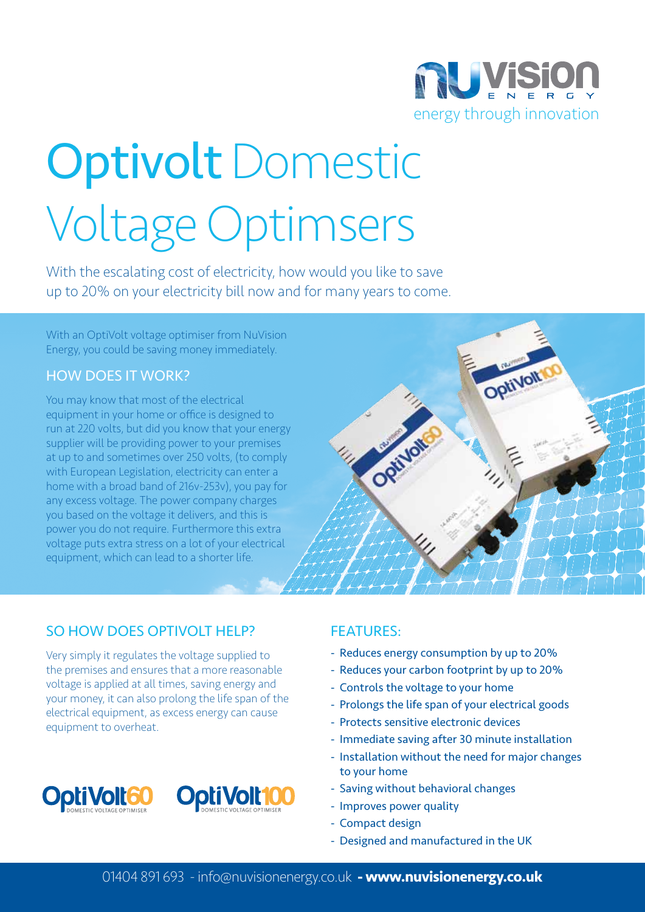nuvision ENERGY
energy through innovation

# Optivolt Domestic Voltage Optimsers

With the escalating cost of electricity, how would you like to save up to 20% on your electricity bill now and for many years to come.

With an OptiVolt voltage optimiser from NuVision Energy, you could be saving money immediately.

## HOW DOES IT WORK?

You may know that most of the electrical equipment in your home or office is designed to run at 220 volts, but did you know that your energy supplier will be providing power to your premises at up to and sometimes over 250 volts, (to comply with European Legislation, electricity can enter a home with a broad band of 216v-253v), you pay for any excess voltage. The power company charges you based on the voltage it delivers, and this is power you do not require. Furthermore this extra voltage puts extra stress on a lot of your electrical equipment, which can lead to a shorter life.

## SO HOW DOES OPTIVOLT HELP?

Very simply it regulates the voltage supplied to the premises and ensures that a more reasonable voltage is applied at all times, saving energy and your money, it can also prolong the life span of the electrical equipment, as excess energy can cause equipment to overheat.

OptiVolt60 DOMESTIC VOLTAGE OPTIMISER

OptiVolt100 DOMESTIC VOLTAGE OPTIMISER

## FEATURES:

- Reduces energy consumption by up to 20%
- Reduces your carbon footprint by up to 20%
- Controls the voltage to your home
- Prolongs the life span of your electrical goods
- Protects sensitive electronic devices
- Immediate saving after 30 minute installation
- Installation without the need for major changes to your home
- Saving without behavioral changes
- Improves power quality
- Compact design
- Designed and manufactured in the UK

01404 891 693 - info@nuvisionenergy.co.uk **- www.nuvisionenergy.co.uk**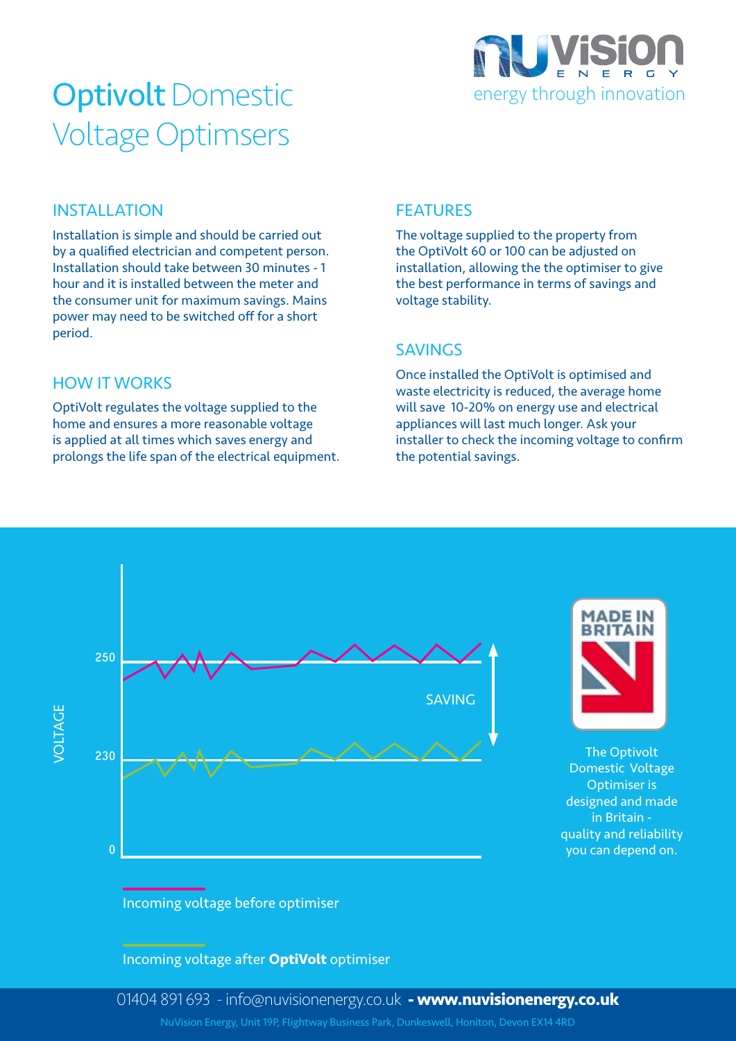# Optivolt Domestic Voltage Optimsers

NUVISION ENERGY
energy through innovation

## INSTALLATION

Installation is simple and should be carried out by a qualified electrician and competent person. Installation should take between 30 minutes - 1 hour and it is installed between the meter and the consumer unit for maximum savings. Mains power may need to be switched off for a short period.

## HOW IT WORKS

OptiVolt regulates the voltage supplied to the home and ensures a more reasonable voltage is applied at all times which saves energy and prolongs the life span of the electrical equipment.

## FEATURES

The voltage supplied to the property from the OptiVolt 60 or 100 can be adjusted on installation, allowing the the optimiser to give the best performance in terms of savings and voltage stability.

## SAVINGS

Once installed the OptiVolt is optimised and waste electricity is reduced, the average home will save 10-20% on energy use and electrical appliances will last much longer. Ask your installer to check the incoming voltage to confirm the potential savings.

VOLTAGE
250
230
0
SAVING

Incoming voltage before optimiser

Incoming voltage after **OptiVolt** optimiser

MADE IN BRITAIN

The Optivolt Domestic Voltage Optimiser is designed and made in Britain - quality and reliability you can depend on.

01404 891 693 - info@nuvisionenergy.co.uk **- www.nuvisionenergy.co.uk**

NuVision Energy, Unit 19P, Flightway Business Park, Dunkeswell, Honiton, Devon EX14 4RD